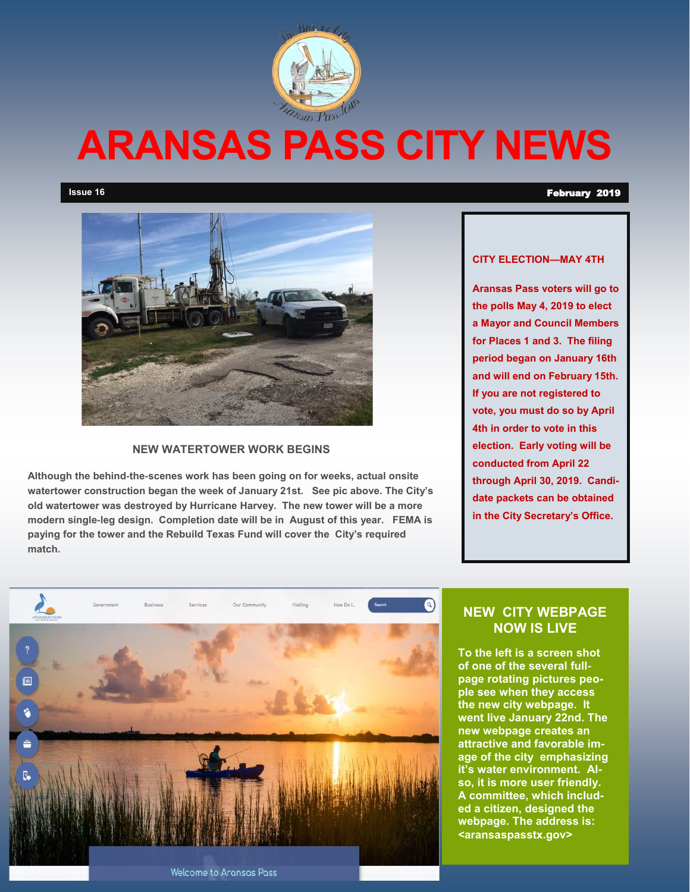# ARANSAS PASS CITY NEWS

**Issue 16** **February 2019**

## NEW WATERTOWER WORK BEGINS

**Although the behind-the-scenes work has been going on for weeks, actual onsite watertower construction began the week of January 21st. See pic above. The City's old watertower was destroyed by Hurricane Harvey. The new tower will be a more modern single-leg design. Completion date will be in August of this year. FEMA is paying for the tower and the Rebuild Texas Fund will cover the City's required match.**

## CITY ELECTION—MAY 4TH

**Aransas Pass voters will go to the polls May 4, 2019 to elect a Mayor and Council Members for Places 1 and 3. The filing period began on January 16th and will end on February 15th. If you are not registered to vote, you must do so by April 4th in order to vote in this election. Early voting will be conducted from April 22 through April 30, 2019. Candidate packets can be obtained in the City Secretary's Office.**

## NEW CITY WEBPAGE NOW IS LIVE

**To the left is a screen shot of one of the several full-page rotating pictures people see when they access the new city webpage. It went live January 22nd. The new webpage creates an attractive and favorable image of the city emphasizing it's water environment. Also, it is more user friendly. A committee, which included a citizen, designed the webpage. The address is: <aransaspasstx.gov>**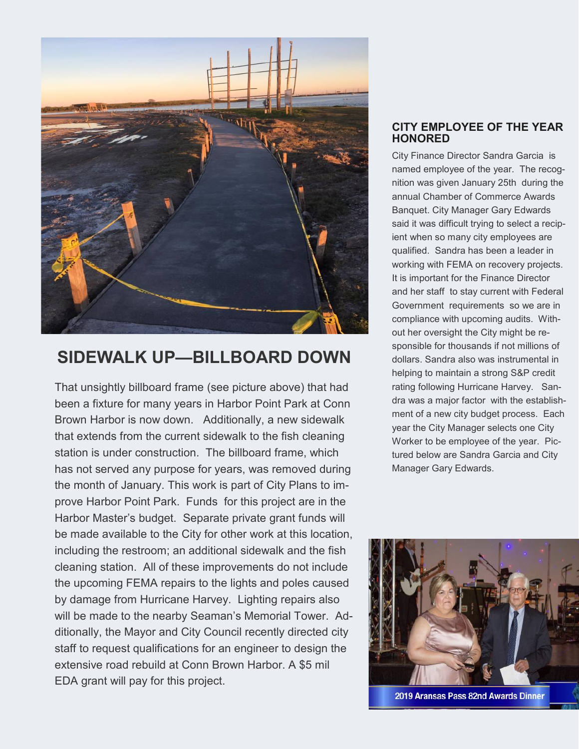## SIDEWALK UP—BILLBOARD DOWN

That unsightly billboard frame (see picture above) that had been a fixture for many years in Harbor Point Park at Conn Brown Harbor is now down. Additionally, a new sidewalk that extends from the current sidewalk to the fish cleaning station is under construction. The billboard frame, which has not served any purpose for years, was removed during the month of January. This work is part of City Plans to improve Harbor Point Park. Funds for this project are in the Harbor Master's budget. Separate private grant funds will be made available to the City for other work at this location, including the restroom; an additional sidewalk and the fish cleaning station. All of these improvements do not include the upcoming FEMA repairs to the lights and poles caused by damage from Hurricane Harvey. Lighting repairs also will be made to the nearby Seaman's Memorial Tower. Additionally, the Mayor and City Council recently directed city staff to request qualifications for an engineer to design the extensive road rebuild at Conn Brown Harbor. A $5 mil EDA grant will pay for this project.

### CITY EMPLOYEE OF THE YEAR HONORED

City Finance Director Sandra Garcia is named employee of the year. The recognition was given January 25th during the annual Chamber of Commerce Awards Banquet. City Manager Gary Edwards said it was difficult trying to select a recipient when so many city employees are qualified. Sandra has been a leader in working with FEMA on recovery projects. It is important for the Finance Director and her staff to stay current with Federal Government requirements so we are in compliance with upcoming audits. Without her oversight the City might be responsible for thousands if not millions of dollars. Sandra also was instrumental in helping to maintain a strong S&P credit rating following Hurricane Harvey. Sandra was a major factor with the establishment of a new city budget process. Each year the City Manager selects one City Worker to be employee of the year. Pictured below are Sandra Garcia and City Manager Gary Edwards.

2019 Aransas Pass 82nd Awards Dinner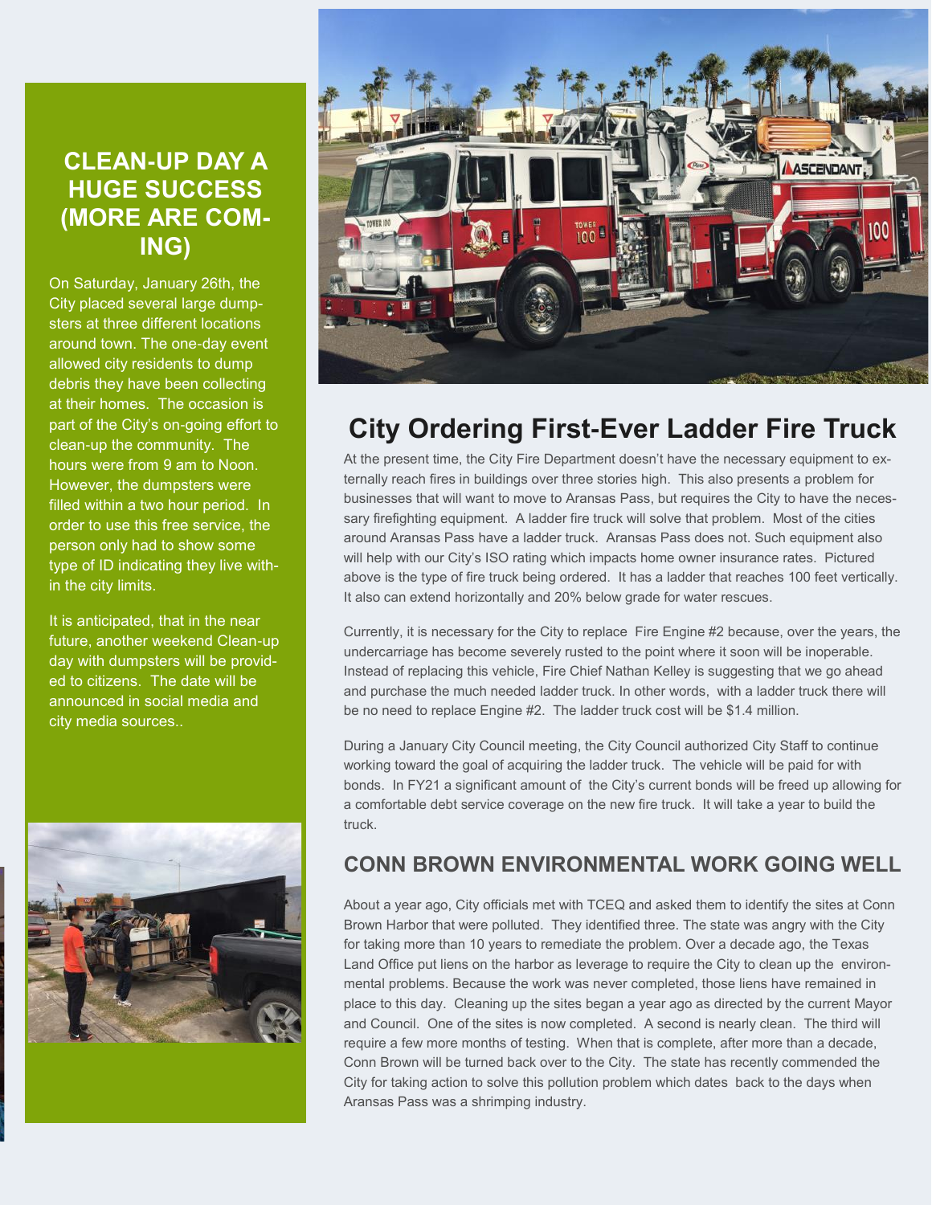## CLEAN-UP DAY A HUGE SUCCESS (MORE ARE COMING)

On Saturday, January 26th, the City placed several large dumpsters at three different locations around town. The one-day event allowed city residents to dump debris they have been collecting at their homes. The occasion is part of the City's on-going effort to clean-up the community. The hours were from 9 am to Noon. However, the dumpsters were filled within a two hour period. In order to use this free service, the person only had to show some type of ID indicating they live within the city limits.

It is anticipated, that in the near future, another weekend Clean-up day with dumpsters will be provided to citizens. The date will be announced in social media and city media sources..

# City Ordering First-Ever Ladder Fire Truck

At the present time, the City Fire Department doesn't have the necessary equipment to externally reach fires in buildings over three stories high. This also presents a problem for businesses that will want to move to Aransas Pass, but requires the City to have the necessary firefighting equipment. A ladder fire truck will solve that problem. Most of the cities around Aransas Pass have a ladder truck. Aransas Pass does not. Such equipment also will help with our City's ISO rating which impacts home owner insurance rates. Pictured above is the type of fire truck being ordered. It has a ladder that reaches 100 feet vertically. It also can extend horizontally and 20% below grade for water rescues.

Currently, it is necessary for the City to replace Fire Engine #2 because, over the years, the undercarriage has become severely rusted to the point where it soon will be inoperable. Instead of replacing this vehicle, Fire Chief Nathan Kelley is suggesting that we go ahead and purchase the much needed ladder truck. In other words, with a ladder truck there will be no need to replace Engine #2. The ladder truck cost will be $1.4 million.

During a January City Council meeting, the City Council authorized City Staff to continue working toward the goal of acquiring the ladder truck. The vehicle will be paid for with bonds. In FY21 a significant amount of the City's current bonds will be freed up allowing for a comfortable debt service coverage on the new fire truck. It will take a year to build the truck.

## CONN BROWN ENVIRONMENTAL WORK GOING WELL

About a year ago, City officials met with TCEQ and asked them to identify the sites at Conn Brown Harbor that were polluted. They identified three. The state was angry with the City for taking more than 10 years to remediate the problem. Over a decade ago, the Texas Land Office put liens on the harbor as leverage to require the City to clean up the environmental problems. Because the work was never completed, those liens have remained in place to this day. Cleaning up the sites began a year ago as directed by the current Mayor and Council. One of the sites is now completed. A second is nearly clean. The third will require a few more months of testing. When that is complete, after more than a decade, Conn Brown will be turned back over to the City. The state has recently commended the City for taking action to solve this pollution problem which dates back to the days when Aransas Pass was a shrimping industry.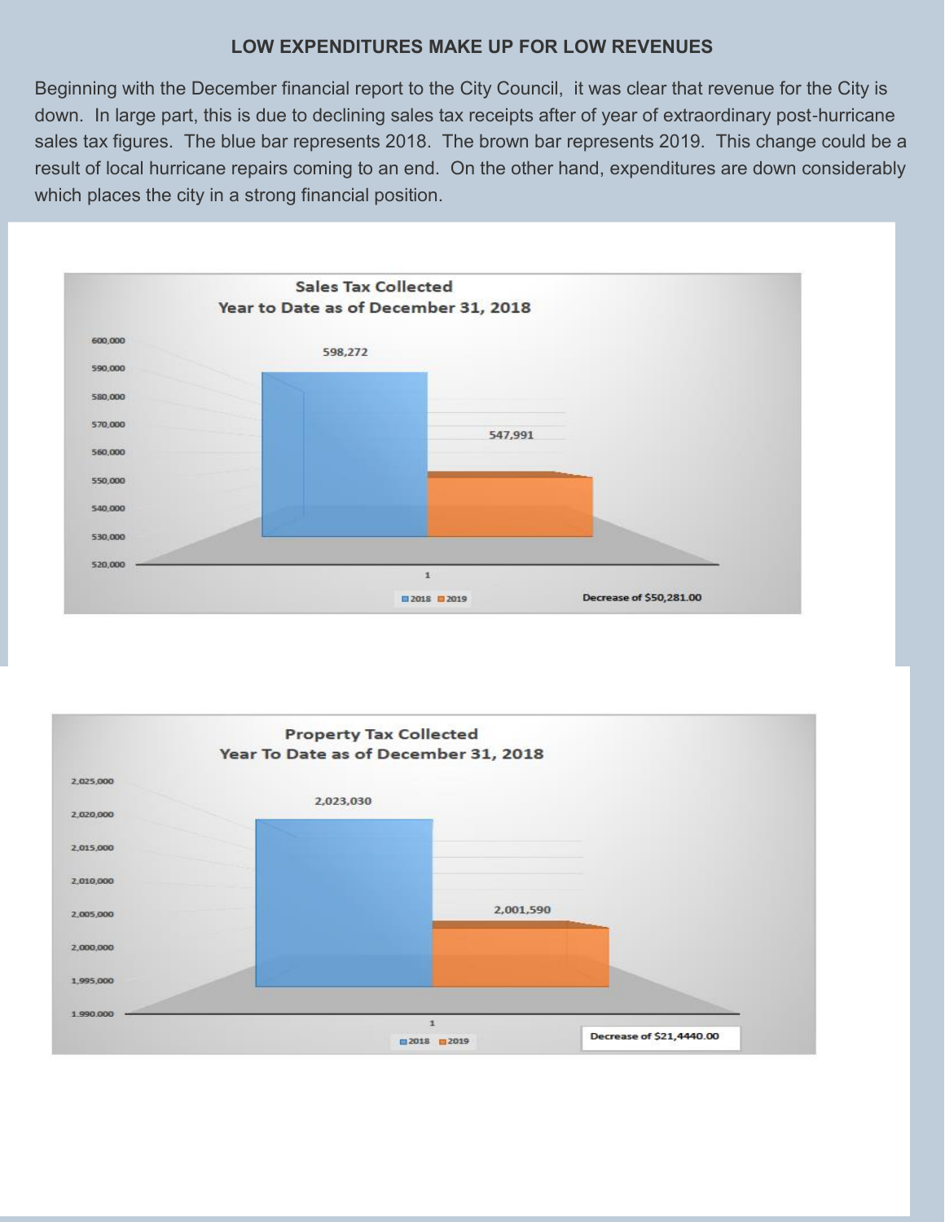## LOW EXPENDITURES MAKE UP FOR LOW REVENUES

Beginning with the December financial report to the City Council, it was clear that revenue for the City is down. In large part, this is due to declining sales tax receipts after of year of extraordinary post-hurricane sales tax figures. The blue bar represents 2018. The brown bar represents 2019. This change could be a result of local hurricane repairs coming to an end. On the other hand, expenditures are down considerably which places the city in a strong financial position.

**Sales Tax Collected**
**Year to Date as of December 31, 2018**

600,000
590,000
580,000
570,000
560,000
550,000
540,000
530,000
520,000

598,272

547,991

1

2018 2019

Decrease of $50,281.00

**Property Tax Collected**
**Year To Date as of December 31, 2018**

2,025,000
2,020,000
2,015,000
2,010,000
2,005,000
2,000,000
1,995,000
1,990,000

2,023,030

2,001,590

1

2018 2019

Decrease of $21,4440.00